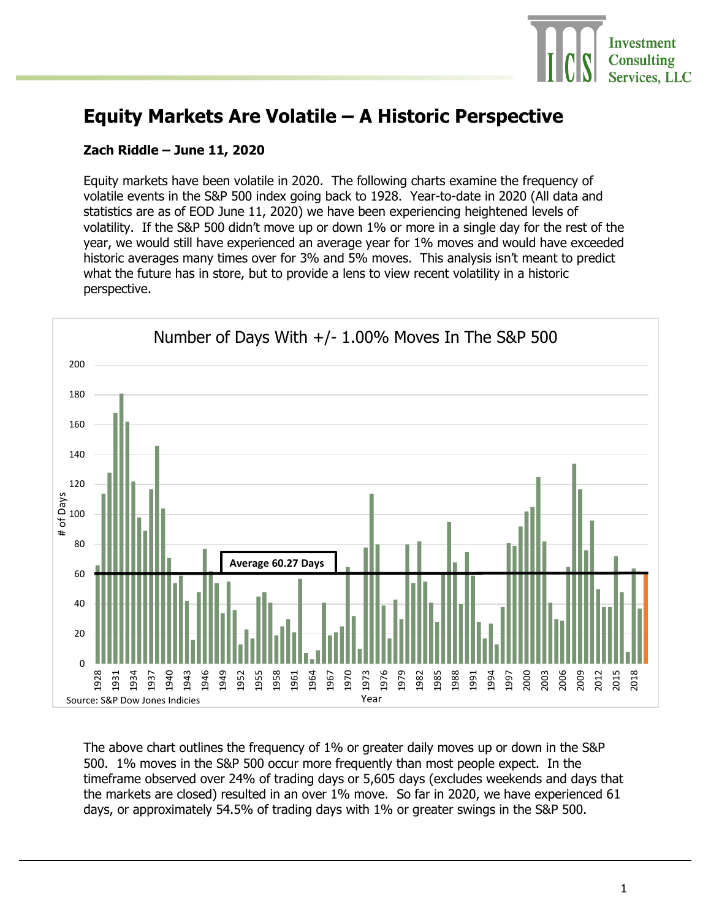Investment Consulting Services, LLC

# Equity Markets Are Volatile – A Historic Perspective

**Zach Riddle – June 11, 2020**

Equity markets have been volatile in 2020. The following charts examine the frequency of volatile events in the S&P 500 index going back to 1928. Year-to-date in 2020 (All data and statistics are as of EOD June 11, 2020) we have been experiencing heightened levels of volatility. If the S&P 500 didn't move up or down 1% or more in a single day for the rest of the year, we would still have experienced an average year for 1% moves and would have exceeded historic averages many times over for 3% and 5% moves. This analysis isn't meant to predict what the future has in store, but to provide a lens to view recent volatility in a historic perspective.

Number of Days With +/- 1.00% Moves In The S&P 500

Average 60.27 Days

Source: S&P Dow Jones Indicies

The above chart outlines the frequency of 1% or greater daily moves up or down in the S&P 500. 1% moves in the S&P 500 occur more frequently than most people expect. In the timeframe observed over 24% of trading days or 5,605 days (excludes weekends and days that the markets are closed) resulted in an over 1% move. So far in 2020, we have experienced 61 days, or approximately 54.5% of trading days with 1% or greater swings in the S&P 500.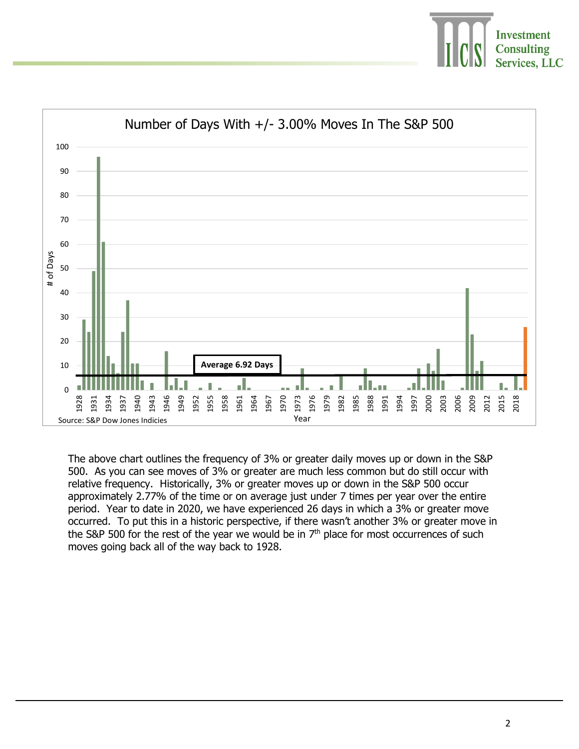The above chart outlines the frequency of 3% or greater daily moves up or down in the S&P 500. As you can see moves of 3% or greater are much less common but do still occur with relative frequency. Historically, 3% or greater moves up or down in the S&P 500 occur approximately 2.77% of the time or on average just under 7 times per year over the entire period. Year to date in 2020, we have experienced 26 days in which a 3% or greater move occurred. To put this in a historic perspective, if there wasn't another 3% or greater move in the S&P 500 for the rest of the year we would be in 7th place for most occurrences of such moves going back all of the way back to 1928.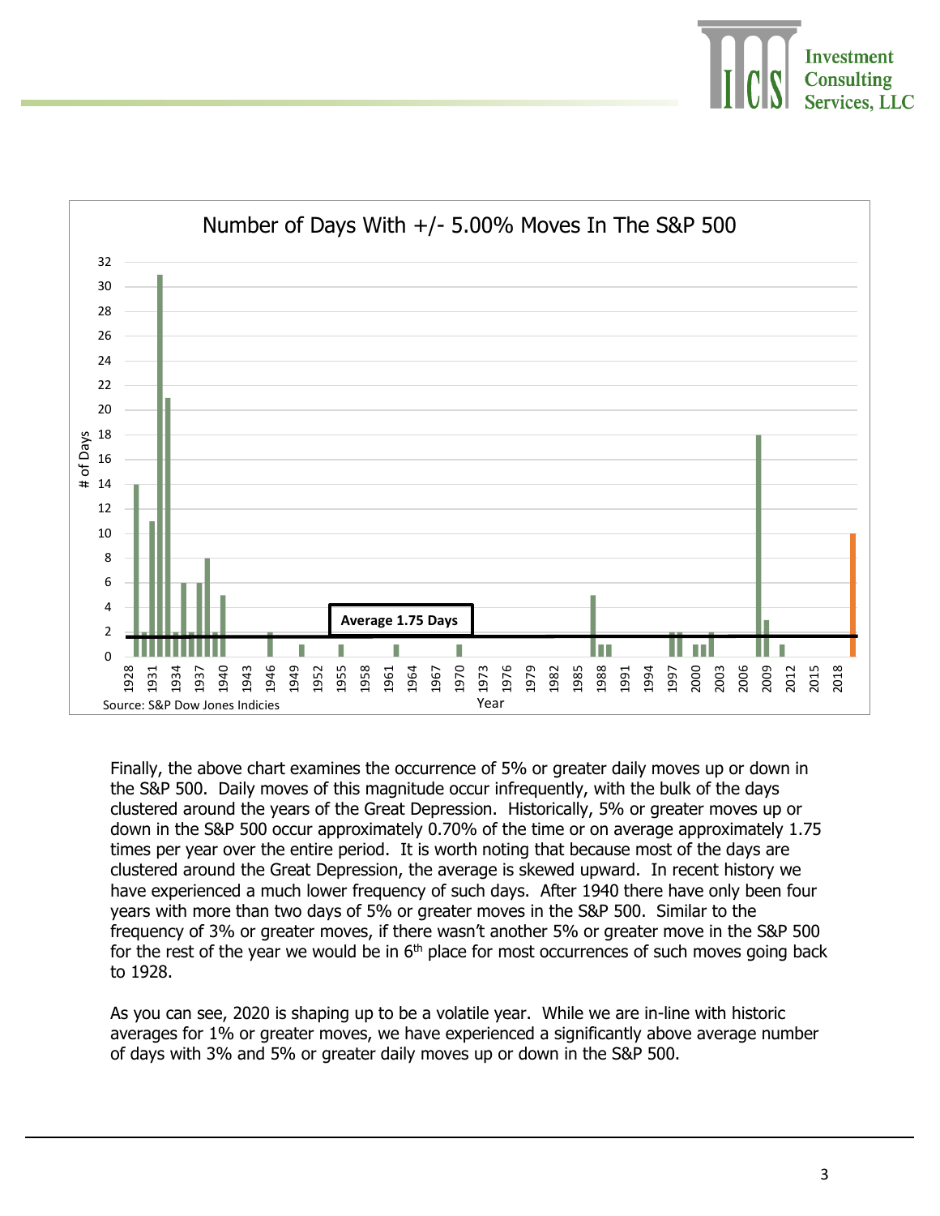Number of Days With +/- 5.00% Moves In The S&P 500

Average 1.75 Days

Source: S&P Dow Jones Indicies

Finally, the above chart examines the occurrence of 5% or greater daily moves up or down in the S&P 500. Daily moves of this magnitude occur infrequently, with the bulk of the days clustered around the years of the Great Depression. Historically, 5% or greater moves up or down in the S&P 500 occur approximately 0.70% of the time or on average approximately 1.75 times per year over the entire period. It is worth noting that because most of the days are clustered around the Great Depression, the average is skewed upward. In recent history we have experienced a much lower frequency of such days. After 1940 there have only been four years with more than two days of 5% or greater moves in the S&P 500. Similar to the frequency of 3% or greater moves, if there wasn't another 5% or greater move in the S&P 500 for the rest of the year we would be in 6th place for most occurrences of such moves going back to 1928.

As you can see, 2020 is shaping up to be a volatile year. While we are in-line with historic averages for 1% or greater moves, we have experienced a significantly above average number of days with 3% and 5% or greater daily moves up or down in the S&P 500.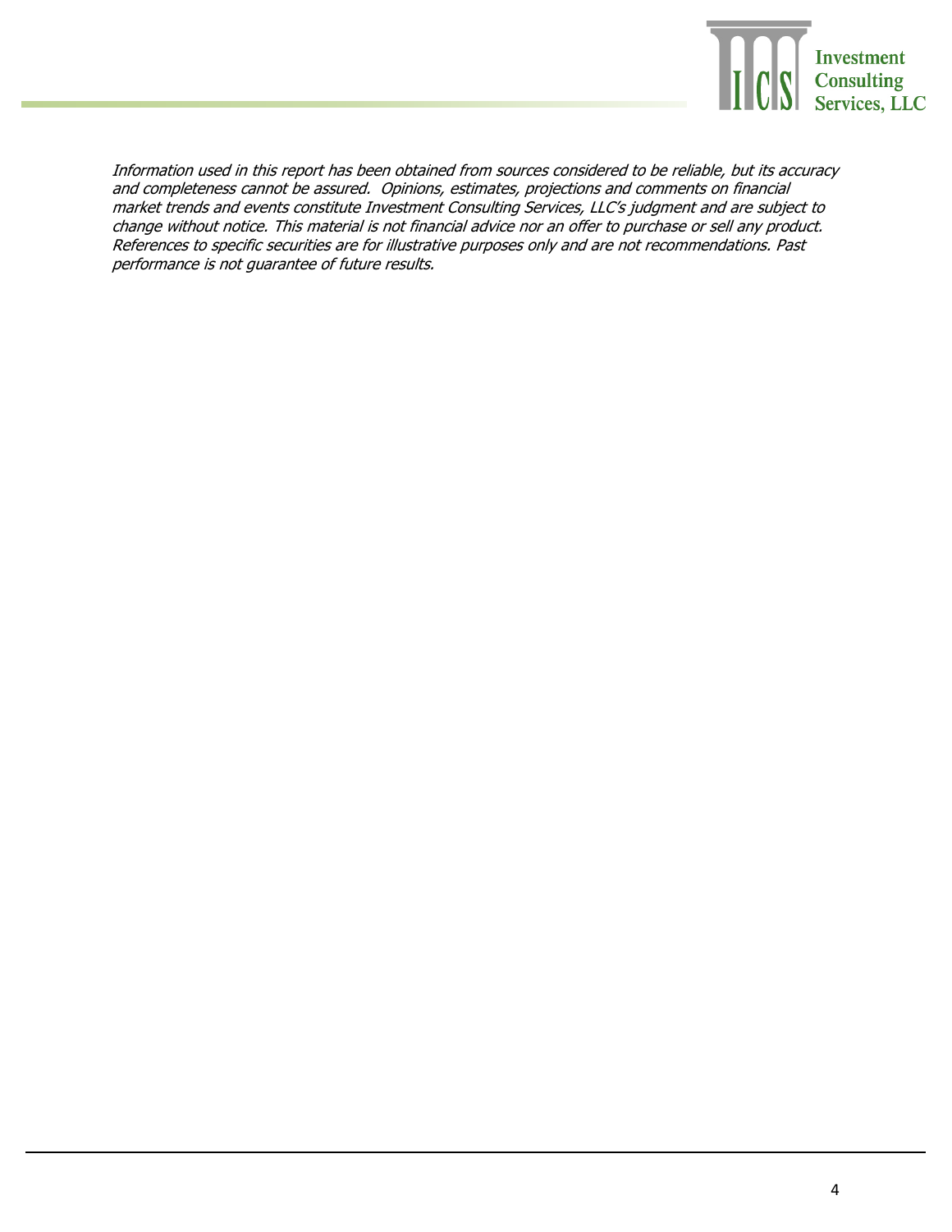*Information used in this report has been obtained from sources considered to be reliable, but its accuracy and completeness cannot be assured. Opinions, estimates, projections and comments on financial market trends and events constitute Investment Consulting Services, LLC's judgment and are subject to change without notice. This material is not financial advice nor an offer to purchase or sell any product. References to specific securities are for illustrative purposes only and are not recommendations. Past performance is not guarantee of future results.*